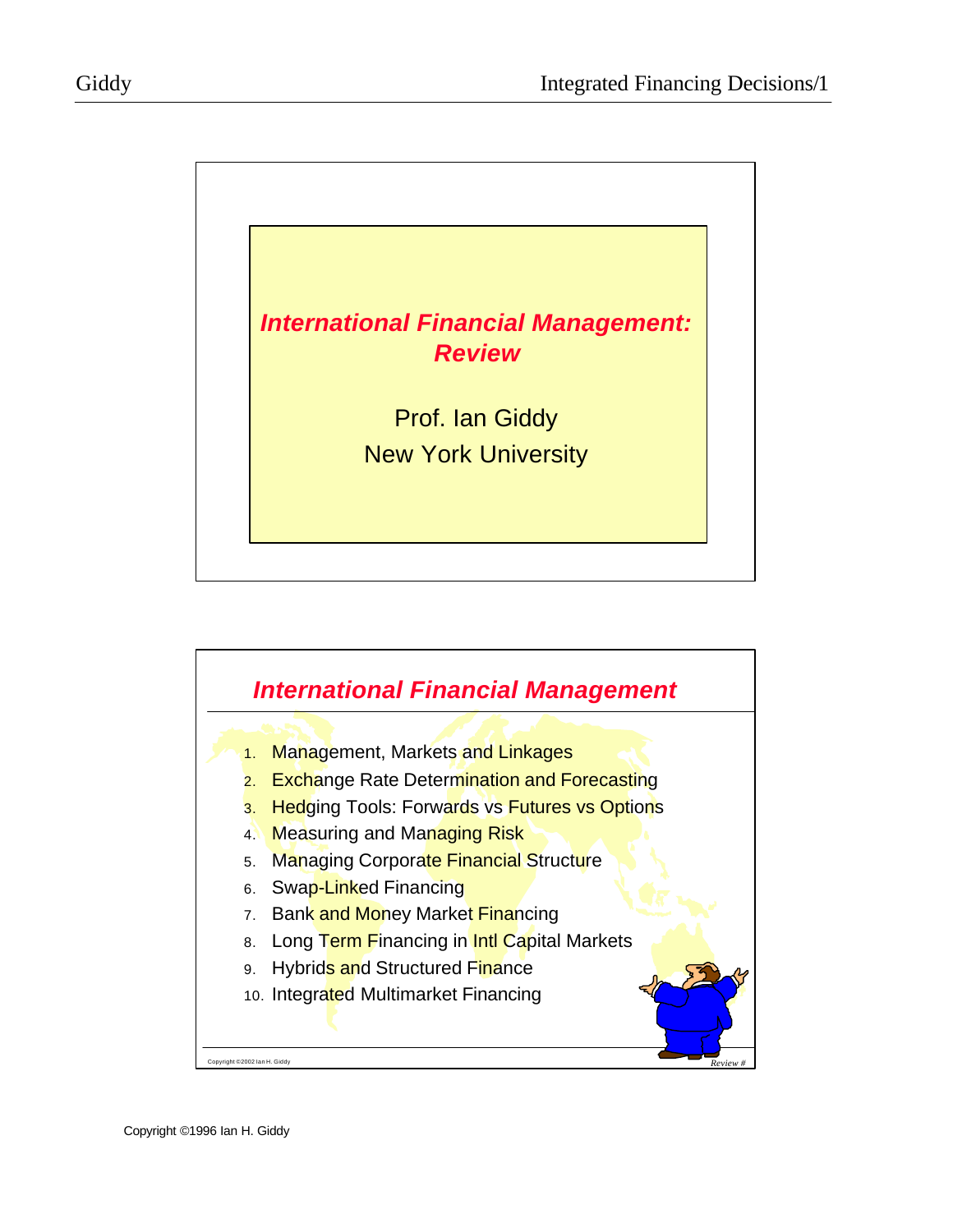# International Financial Management: Review

Prof. Ian Giddy

New York University

## International Financial Management

1. Management, Markets and Linkages
2. Exchange Rate Determination and Forecasting
3. Hedging Tools: Forwards vs Futures vs Options
4. Measuring and Managing Risk
5. Managing Corporate Financial Structure
6. Swap-Linked Financing
7. Bank and Money Market Financing
8. Long Term Financing in Intl Capital Markets
9. Hybrids and Structured Finance
10. Integrated Multimarket Financing

Copyright ©2002 Ian H. Giddy

Copyright ©1996 Ian H. Giddy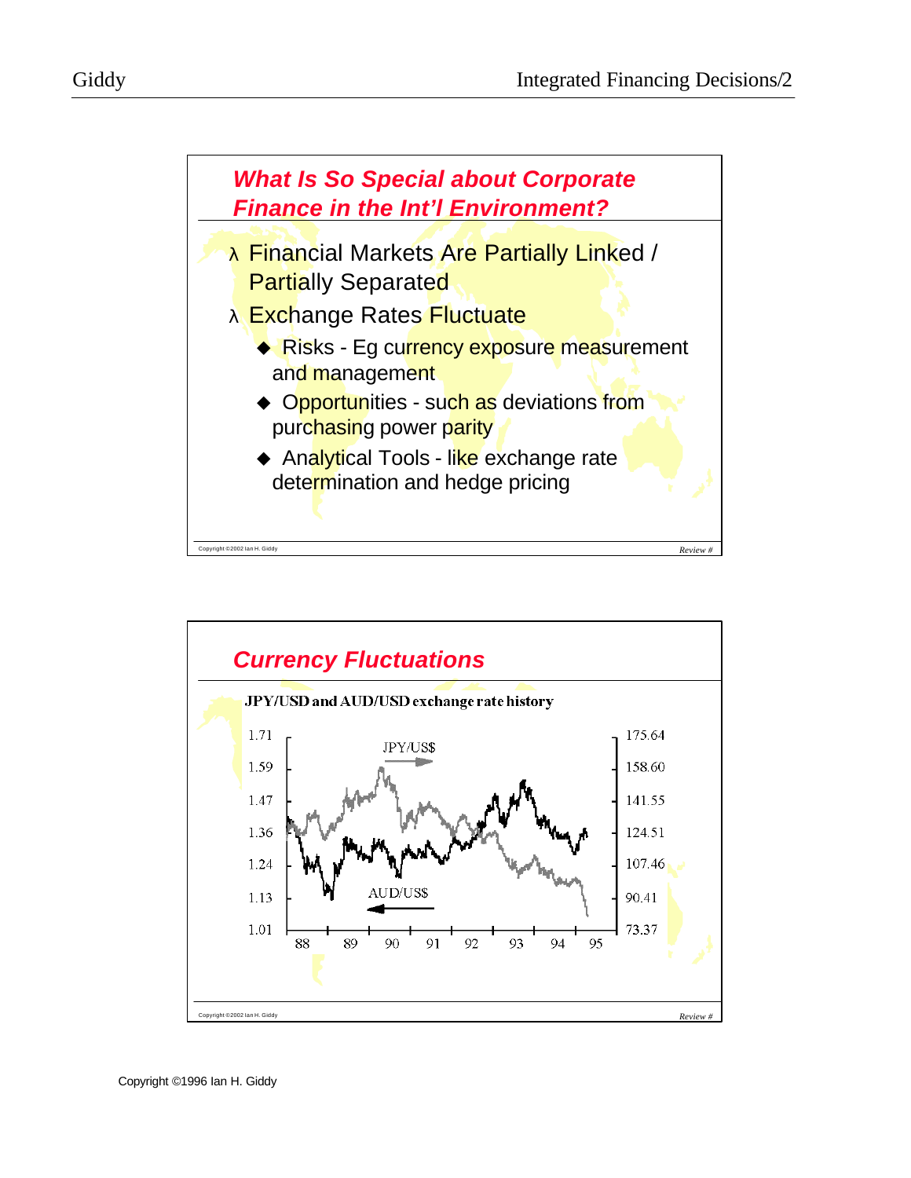## What Is So Special about Corporate Finance in the Int'l Environment?

- Financial Markets Are Partially Linked / Partially Separated
- Exchange Rates Fluctuate
  - Risks - Eg currency exposure measurement and management
  - Opportunities - such as deviations from purchasing power parity
  - Analytical Tools - like exchange rate determination and hedge pricing

Copyright ©2002 Ian H. Giddy

*Review #*

## Currency Fluctuations

**JPY/USD and AUD/USD exchange rate history**

Left axis: 1.71, 1.59, 1.47, 1.36, 1.24, 1.13, 1.01

Right axis: 175.64, 158.60, 141.55, 124.51, 107.46, 90.41, 73.37

Years: 88, 89, 90, 91, 92, 93, 94, 95

JPY/US$ →

← AUD/US$

Copyright ©2002 Ian H. Giddy

*Review #*

Copyright ©1996 Ian H. Giddy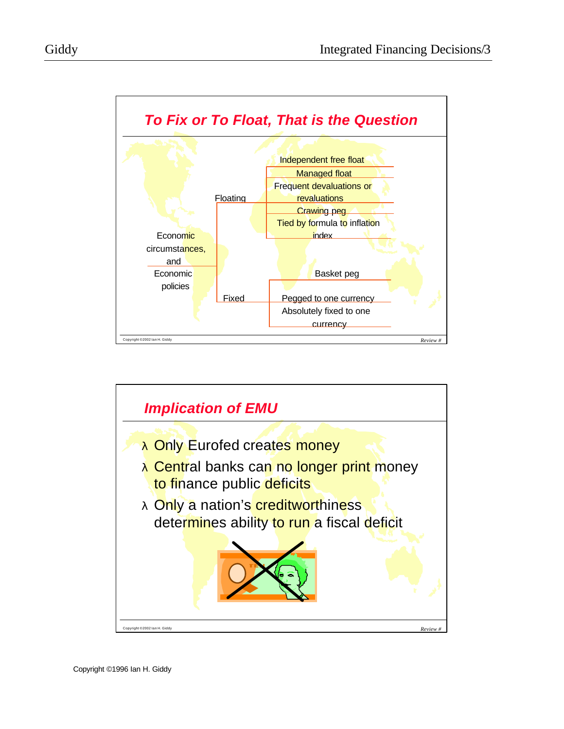## To Fix or To Float, That is the Question

Economic circumstances, and Economic policies

- Floating
  - Independent free float
  - Managed float
  - Frequent devaluations or revaluations
  - Crawing peg
  - Tied by formula to inflation index
- Fixed
  - Basket peg
  - Pegged to one currency
  - Absolutely fixed to one currency

Copyright ©2002 Ian H. Giddy

Review #

## Implication of EMU

- Only Eurofed creates money
- Central banks can no longer print money to finance public deficits
- Only a nation's creditworthiness determines ability to run a fiscal deficit

Copyright ©2002 Ian H. Giddy

Review #

Copyright ©1996 Ian H. Giddy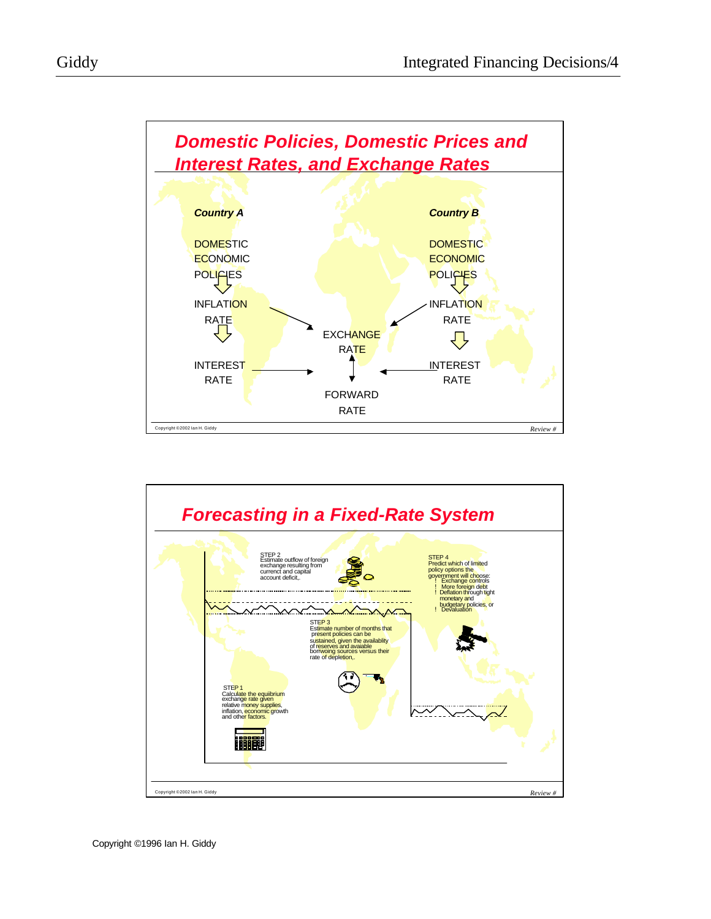## Domestic Policies, Domestic Prices and Interest Rates, and Exchange Rates

*Country A*

DOMESTIC ECONOMIC POLICIES

↓

INFLATION RATE

↓

INTEREST RATE

*Country B*

DOMESTIC ECONOMIC POLICIES

↓

INFLATION RATE

↓

INTEREST RATE

EXCHANGE RATE

↕

FORWARD RATE

Copyright ©2002 Ian H. Giddy

*Review #*

## Forecasting in a Fixed-Rate System

STEP 1
Calculate the equilibrium exchange rate given relative money supplies, inflation, economic growth and other factors.

STEP 2
Estimate outflow of foreign exchange resulting from current and capital account deficit,.

STEP 3
Estimate number of months that present policies can be sustained, given the availablity of reserves and avaiable borrwoing sources versus their rate of depletion,.

STEP 4
Predict which of limited policy options the government will choose:
- Exchange controls
- More foreign debt
- Deflation through tight monetary and budgetary policies, or
- Devaluation

Copyright ©2002 Ian H. Giddy

*Review #*

Copyright ©1996 Ian H. Giddy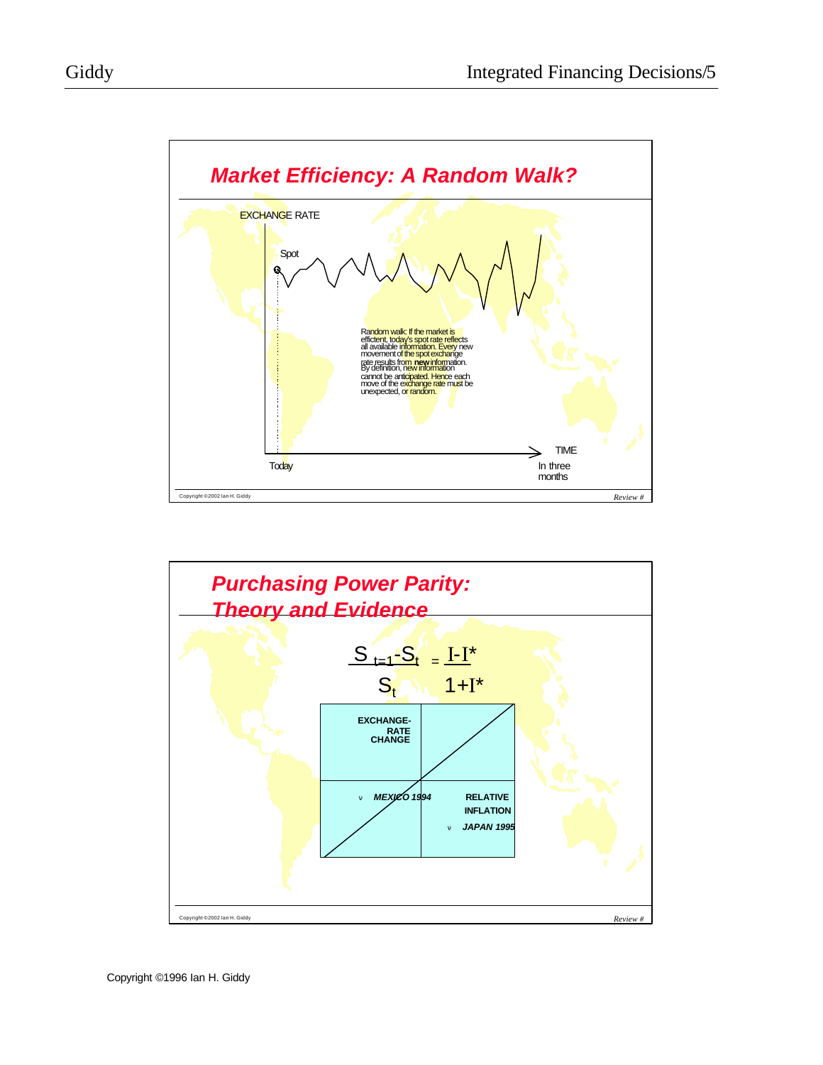## Market Efficiency: A Random Walk?

EXCHANGE RATE

Spot

Random walk: If the market is efficient, today's spot rate reflects all available information. Every new movement of the spot exchange rate results from **new** information. By definition, new information cannot be anticipated. Hence each move of the exchange rate must be unexpected, or random.

TIME

Today

In three months

Copyright ©2002 Ian H. Giddy

*Review #*

## Purchasing Power Parity: Theory and Evidence

$$\frac{S_{t=1} - S_t}{S_t} = \frac{I - I^*}{1 + I^*}$$

EXCHANGE-RATE CHANGE

RELATIVE INFLATION

- *MEXICO 1994*
- *JAPAN 1995*

Copyright ©2002 Ian H. Giddy

*Review #*

Copyright ©1996 Ian H. Giddy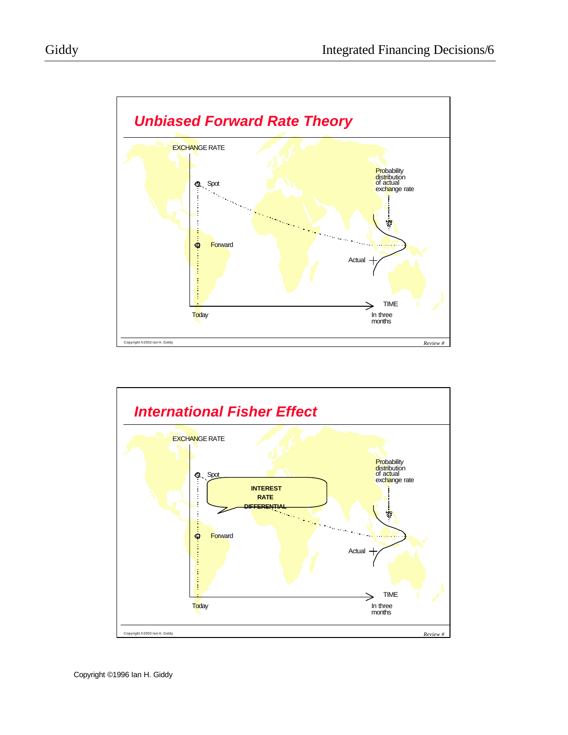## Unbiased Forward Rate Theory

EXCHANGE RATE

Spot

Forward

Probability distribution of actual exchange rate

Actual

TIME

Today

In three months

Copyright ©2002 Ian H. Giddy

*Review #*

## International Fisher Effect

EXCHANGE RATE

Spot

INTEREST RATE DIFFERENTIAL

Forward

Probability distribution of actual exchange rate

Actual

TIME

Today

In three months

Copyright ©2002 Ian H. Giddy

*Review #*

Copyright ©1996 Ian H. Giddy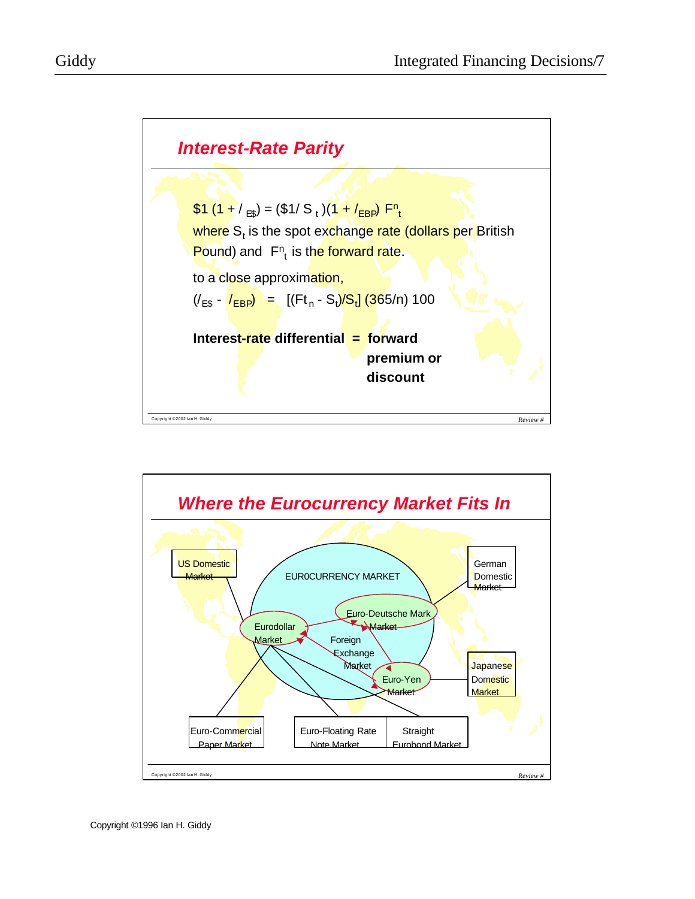## Interest-Rate Parity

$$\$1\,(1 + i_{E\$}) = (\$1/S_t)(1 + i_{EBP})\,F^n_t$$

where $S_t$ is the spot exchange rate (dollars per British Pound) and $F^n_t$ is the forward rate.

to a close approximation,

$$(i_{E\$} - i_{EBP}) = [(Ft_n - S_t)/S_t]\,(365/n)\,100$$

**Interest-rate differential = forward premium or discount**

## Where the Eurocurrency Market Fits In

US Domestic Market

EUR0CURRENCY MARKET

German Domestic Market

Euro-Deutsche Mark Market

Eurodollar Market

Foreign Exchange Market

Euro-Yen Market

Japanese Domestic Market

Euro-Commercial Paper Market

Euro-Floating Rate Note Market

Straight Eurobond Market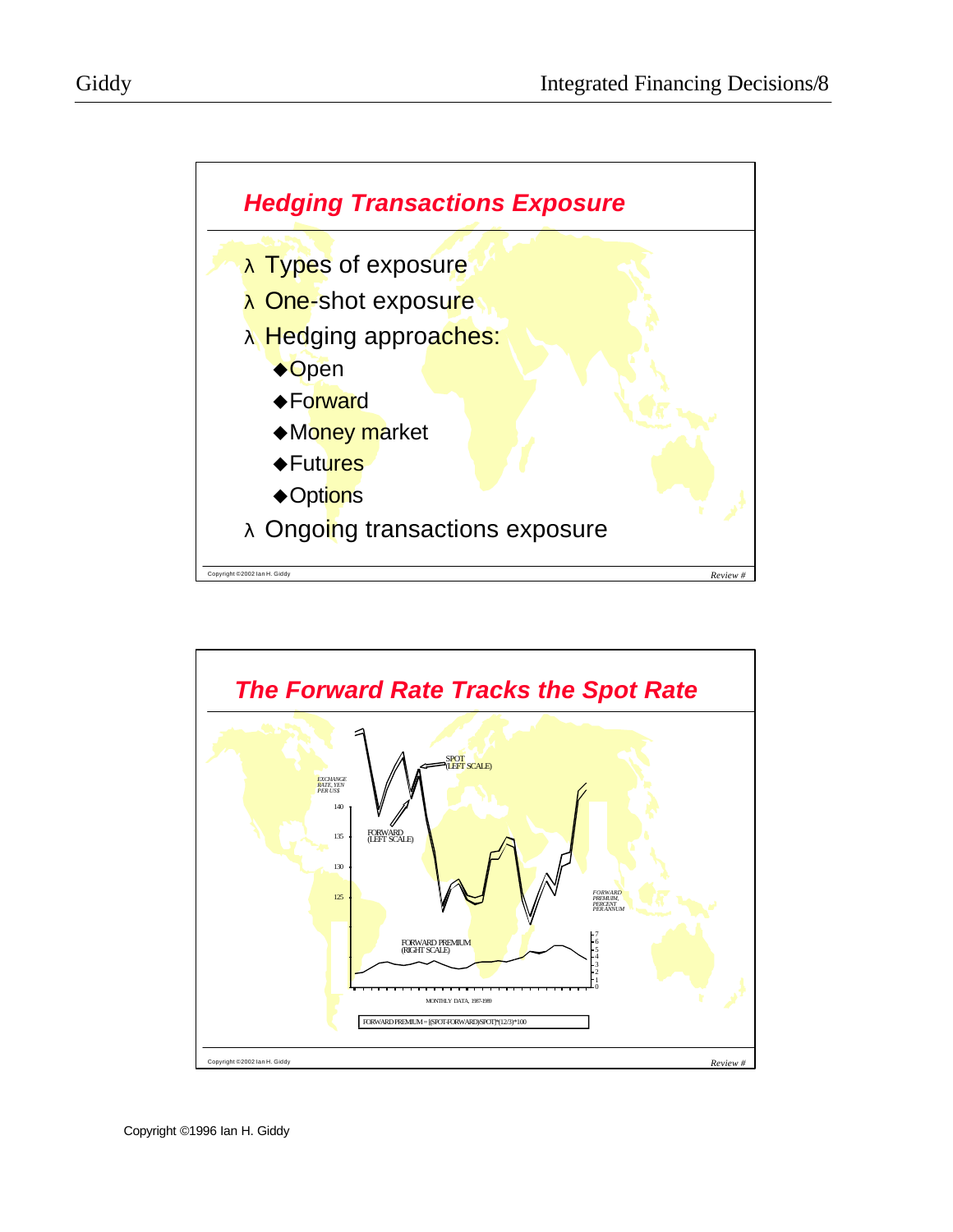## Hedging Transactions Exposure

- Types of exposure
- One-shot exposure
- Hedging approaches:
  - Open
  - Forward
  - Money market
  - Futures
  - Options
- Ongoing transactions exposure

Copyright ©2002 Ian H. Giddy

*Review #*

## The Forward Rate Tracks the Spot Rate

EXCHANGE RATE, YEN PER US$

140

135

130

125

SPOT (LEFT SCALE)

FORWARD (LEFT SCALE)

FORWARD PREMIUM (RIGHT SCALE)

FORWARD PREMIUM, PERCENT PER ANNUM

7 6 5 4 3 2 1 0

MONTHLY DATA, 1987-1989

FORWARD PREMIUM = [(SPOT-FORWARD)/SPOT]*(12/3)*100

Copyright ©2002 Ian H. Giddy

*Review #*

Copyright ©1996 Ian H. Giddy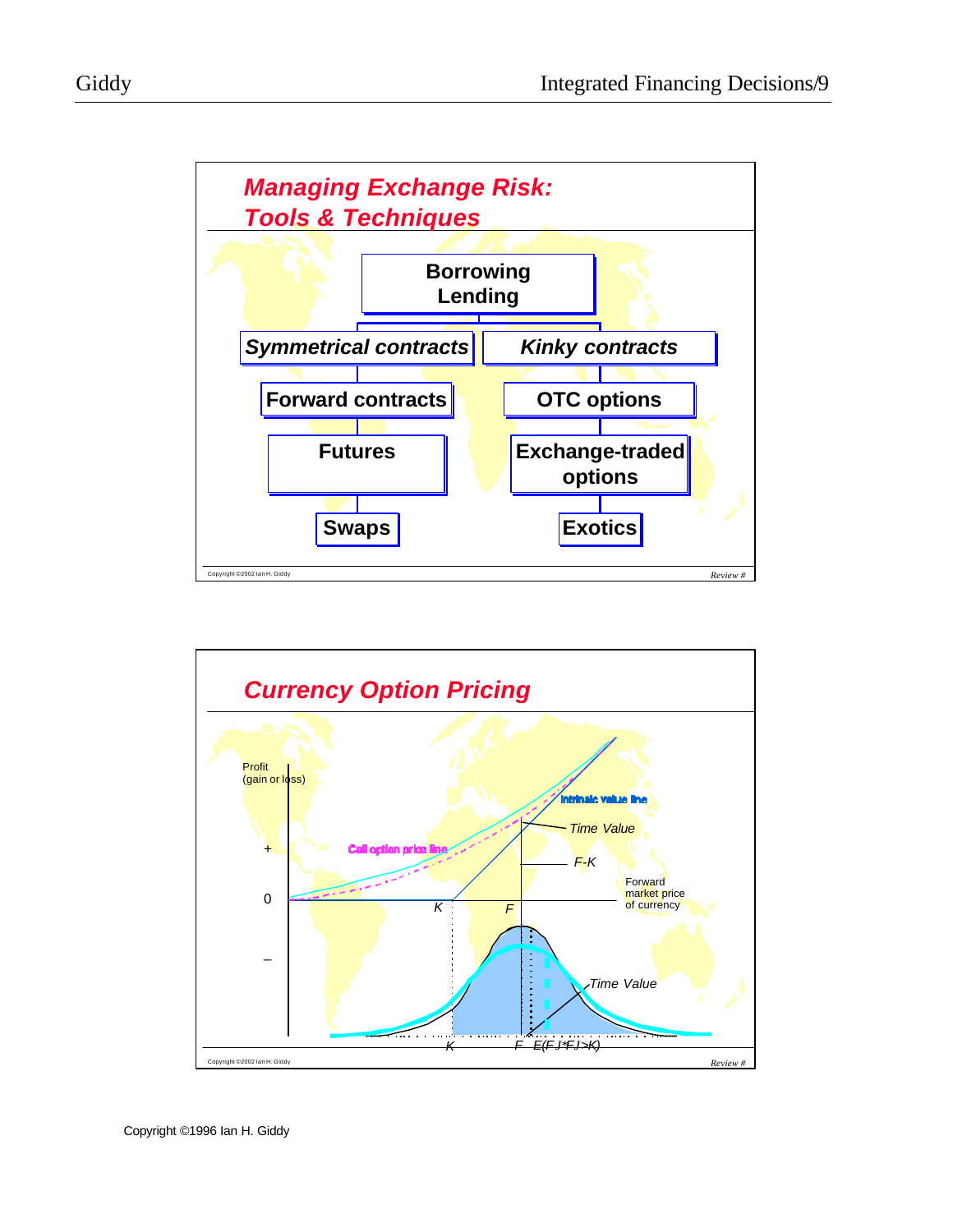## Managing Exchange Risk: Tools & Techniques

- **Borrowing Lending**
  - *Symmetrical contracts*
    - Forward contracts
    - Futures
    - Swaps
  - *Kinky contracts*
    - OTC options
    - Exchange-traded options
    - Exotics

Copyright ©2002 Ian H. Giddy

## Currency Option Pricing

Profit (gain or loss)

+

0

–

Call option price line

Intrinsic value line

Time Value

F-K

Forward market price of currency

K

F

Time Value

K    F    E(F | F>K)

Copyright ©2002 Ian H. Giddy

Copyright ©1996 Ian H. Giddy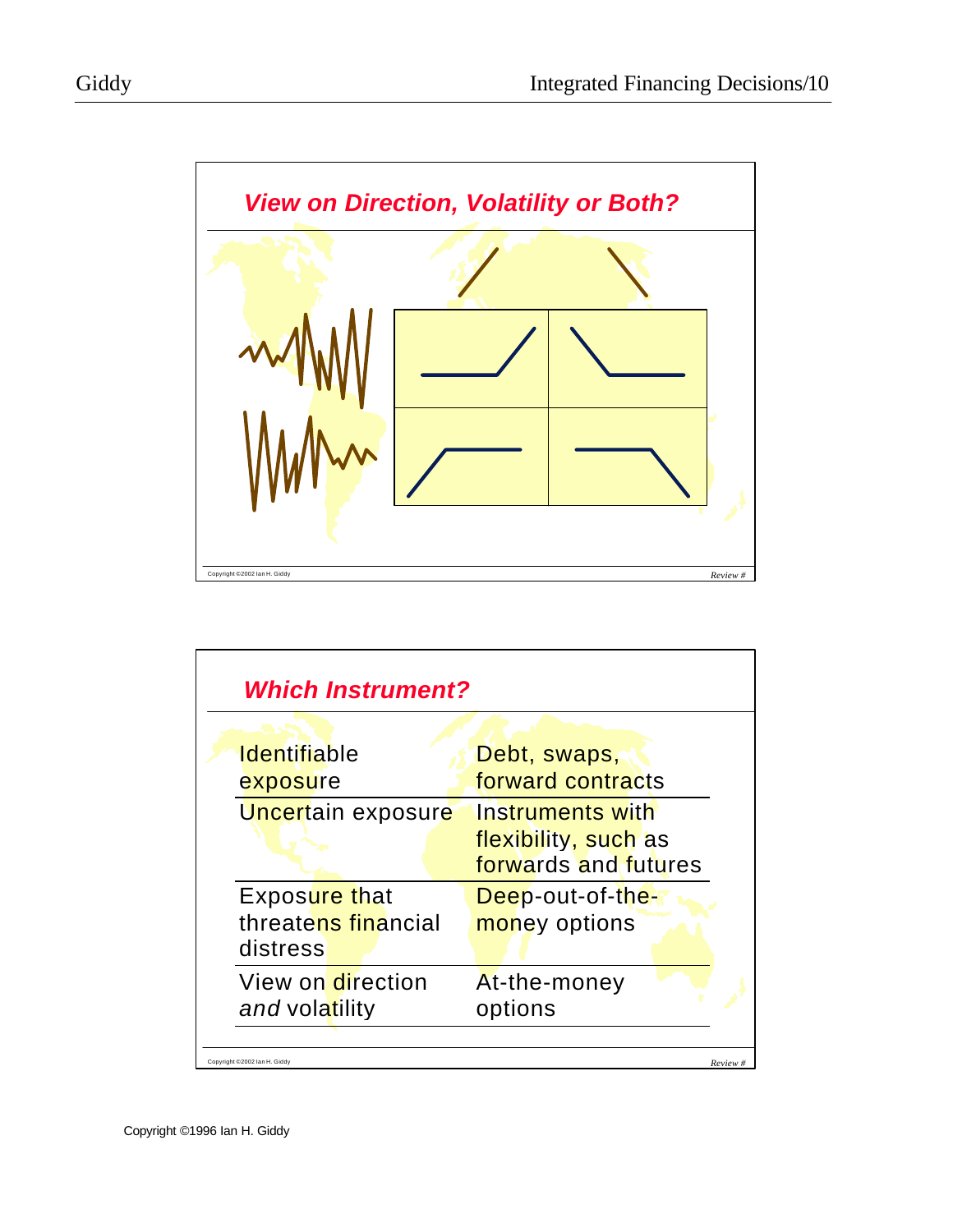## View on Direction, Volatility or Both?

## Which Instrument?

| | |
|---|---|
| Identifiable exposure | Debt, swaps, forward contracts |
| Uncertain exposure | Instruments with flexibility, such as forwards and futures |
| Exposure that threatens financial distress | Deep-out-of-the-money options |
| View on direction *and* volatility | At-the-money options |

Copyright ©1996 Ian H. Giddy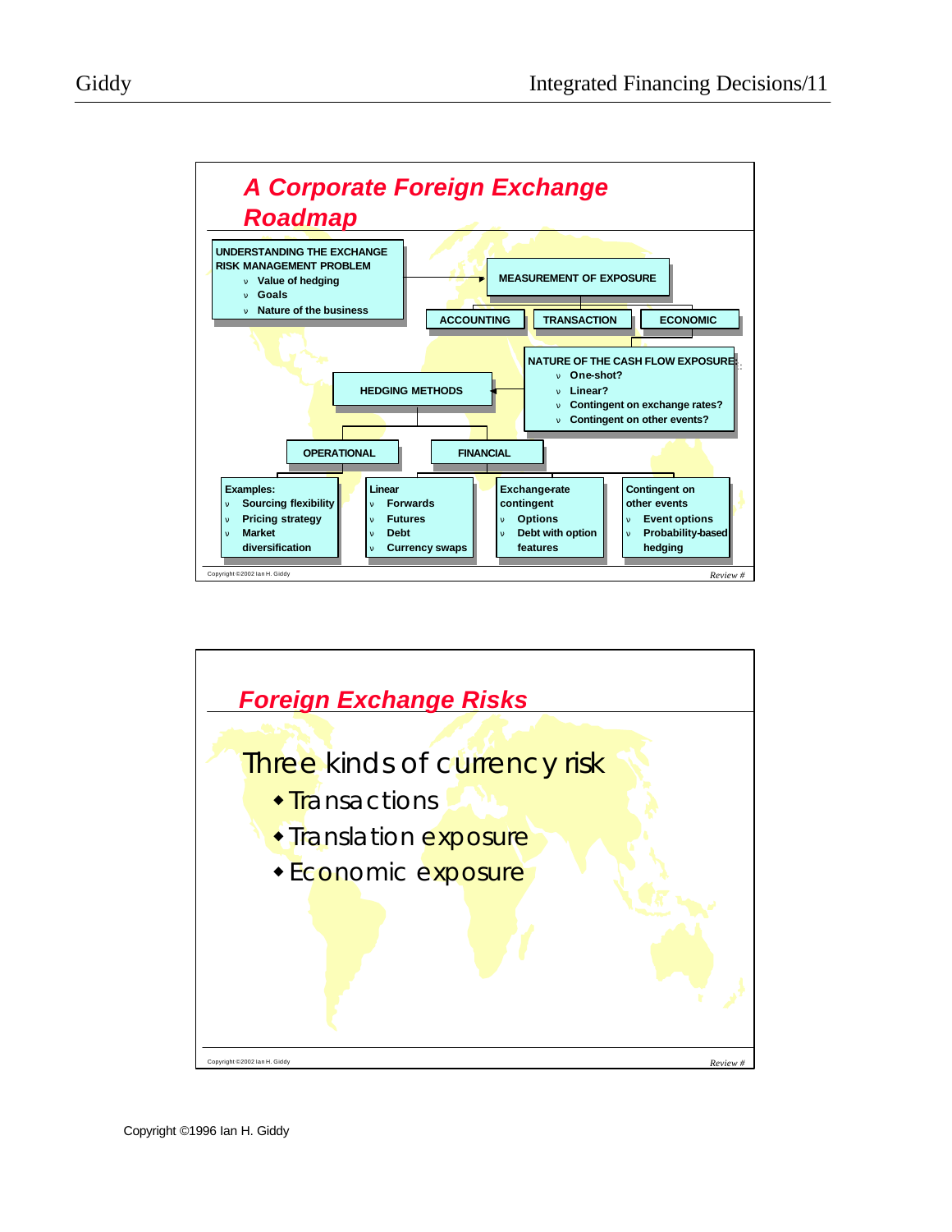## A Corporate Foreign Exchange Roadmap

**UNDERSTANDING THE EXCHANGE RISK MANAGEMENT PROBLEM**
- Value of hedging
- Goals
- Nature of the business

**MEASUREMENT OF EXPOSURE**
- ACCOUNTING
- TRANSACTION
- ECONOMIC

**NATURE OF THE CASH FLOW EXPOSURE:**
- One-shot?
- Linear?
- Contingent on exchange rates?
- Contingent on other events?

**HEDGING METHODS**

**OPERATIONAL**

Examples:
- Sourcing flexibility
- Pricing strategy
- Market diversification

**FINANCIAL**

Linear
- Forwards
- Futures
- Debt
- Currency swaps

Exchange-rate contingent
- Options
- Debt with option features

Contingent on other events
- Event options
- Probability-based hedging

Copyright ©2002 Ian H. Giddy — *Review #*

## Foreign Exchange Risks

Three kinds of currency risk
- Transactions
- Translation exposure
- Economic exposure

Copyright ©2002 Ian H. Giddy — *Review #*

Copyright ©1996 Ian H. Giddy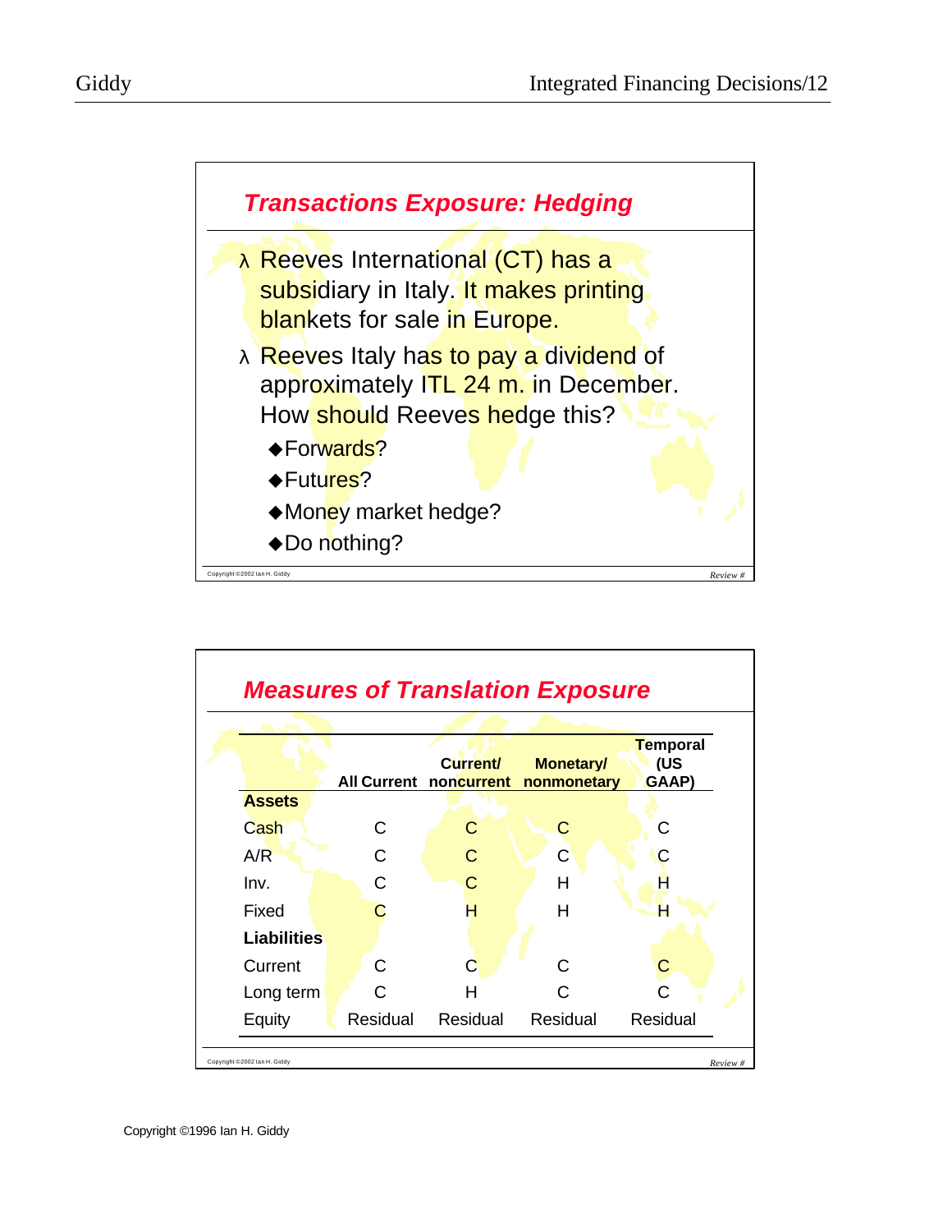## Transactions Exposure: Hedging

- Reeves International (CT) has a subsidiary in Italy. It makes printing blankets for sale in Europe.
- Reeves Italy has to pay a dividend of approximately ITL 24 m. in December. How should Reeves hedge this?
  - Forwards?
  - Futures?
  - Money market hedge?
  - Do nothing?

## Measures of Translation Exposure

| | All Current | Current/ noncurrent | Monetary/ nonmonetary | Temporal (US GAAP) |
|---|---|---|---|---|
| **Assets** | | | | |
| Cash | C | C | C | C |
| A/R | C | C | C | C |
| Inv. | C | C | H | H |
| Fixed | C | H | H | H |
| **Liabilities** | | | | |
| Current | C | C | C | C |
| Long term | C | H | C | C |
| Equity | Residual | Residual | Residual | Residual |

Copyright ©1996 Ian H. Giddy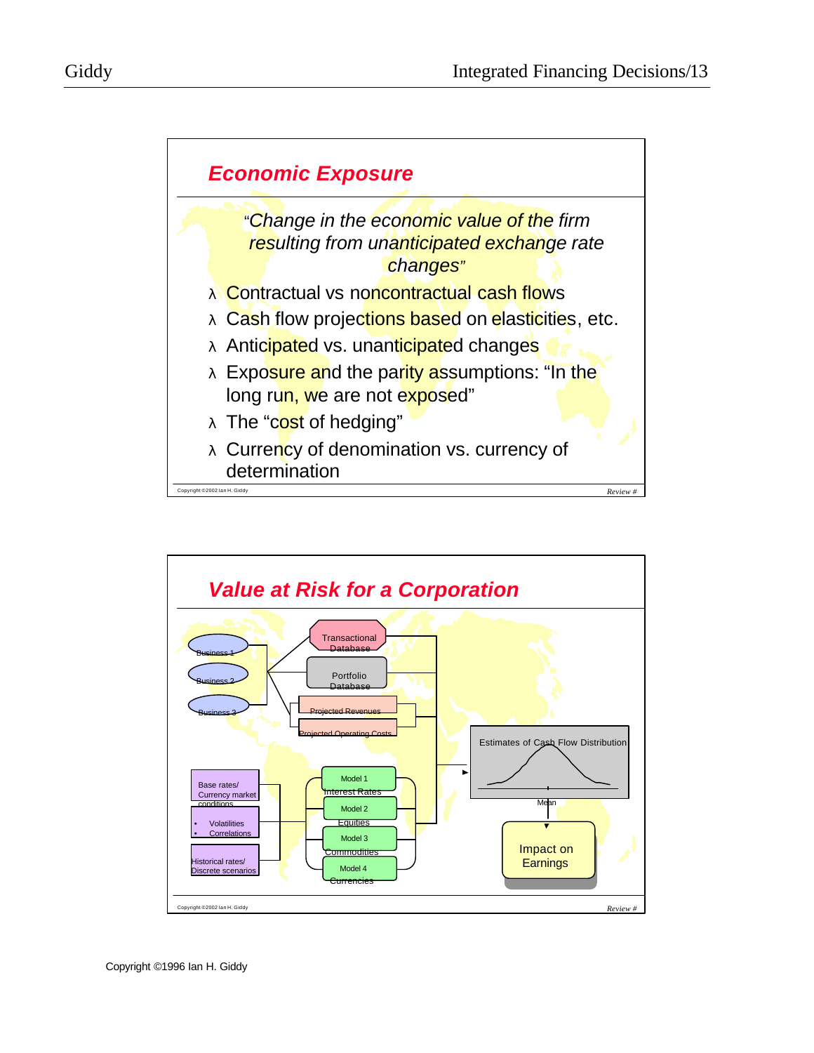## Economic Exposure

*"Change in the economic value of the firm resulting from unanticipated exchange rate changes"*

- Contractual vs noncontractual cash flows
- Cash flow projections based on elasticities, etc.
- Anticipated vs. unanticipated changes
- Exposure and the parity assumptions: "In the long run, we are not exposed"
- The "cost of hedging"
- Currency of denomination vs. currency of determination

Copyright ©2002 Ian H. Giddy

## Value at Risk for a Corporation

Business 1
Business 2
Business 3

Transactional Database
Portfolio Database
Projected Revenues
Projected Operating Costs

Base rates/ Currency market conditions
- Volatilities
- Correlations

Historical rates/ Discrete scenarios

Model 1 Interest Rates
Model 2 Equities
Model 3 Commodities
Model 4 Currencies

Estimates of Cash Flow Distribution

Mean

Impact on Earnings

Copyright ©2002 Ian H. Giddy

Copyright ©1996 Ian H. Giddy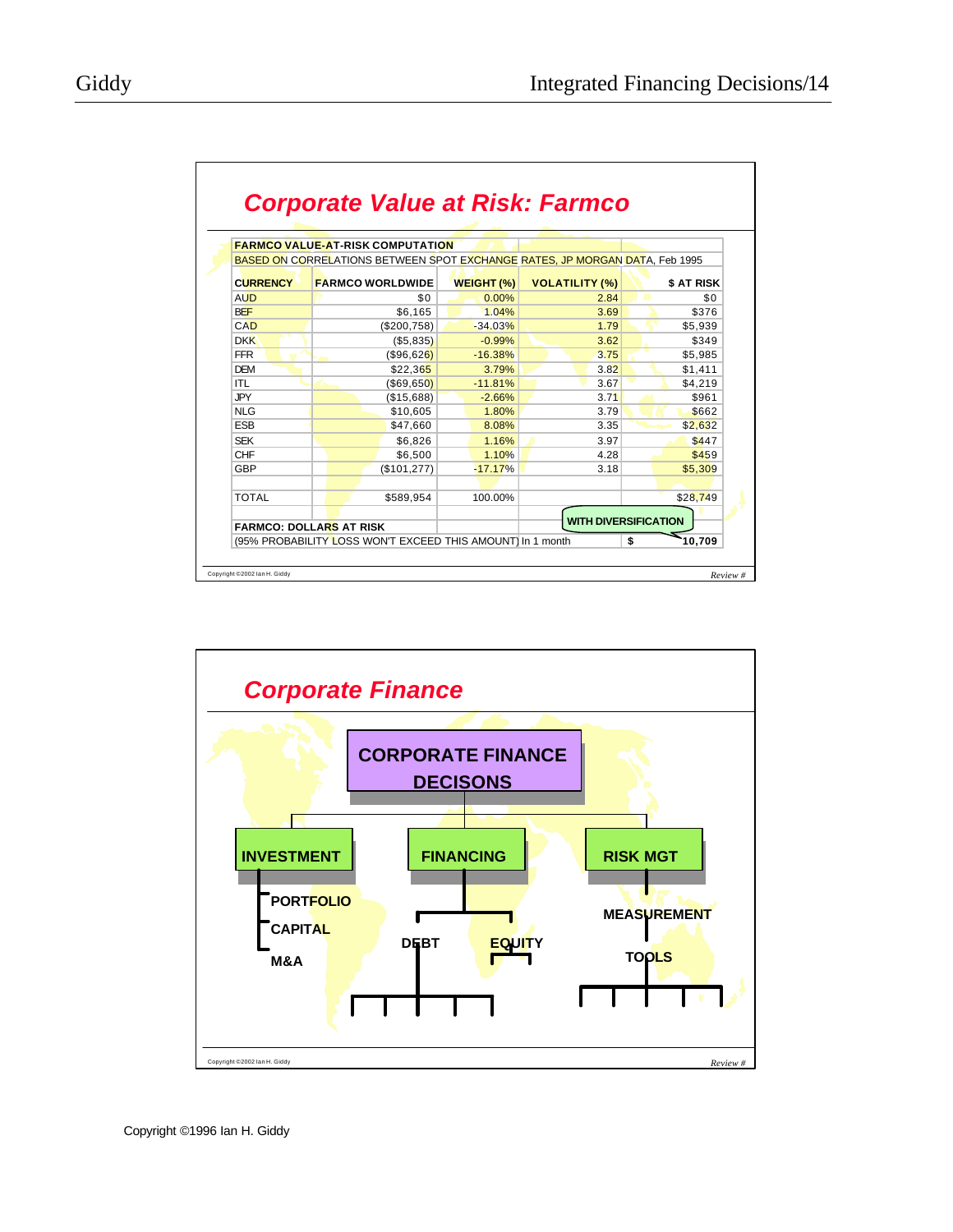## Corporate Value at Risk: Farmco

**FARMCO VALUE-AT-RISK COMPUTATION**

BASED ON CORRELATIONS BETWEEN SPOT EXCHANGE RATES, JP MORGAN DATA, Feb 1995

| CURRENCY | FARMCO WORLDWIDE | WEIGHT (%) | VOLATILITY (%) | $ AT RISK |
|---|---|---|---|---|
| AUD | $0 | 0.00% | 2.84 | $0 |
| BEF | $6,165 | 1.04% | 3.69 | $376 |
| CAD | ($200,758) | -34.03% | 1.79 | $5,939 |
| DKK | ($5,835) | -0.99% | 3.62 | $349 |
| FFR | ($96,626) | -16.38% | 3.75 | $5,985 |
| DEM | $22,365 | 3.79% | 3.82 | $1,411 |
| ITL | ($69,650) | -11.81% | 3.67 | $4,219 |
| JPY | ($15,688) | -2.66% | 3.71 | $961 |
| NLG | $10,605 | 1.80% | 3.79 | $662 |
| ESB | $47,660 | 8.08% | 3.35 | $2,632 |
| SEK | $6,826 | 1.16% | 3.97 | $447 |
| CHF | $6,500 | 1.10% | 4.28 | $459 |
| GBP | ($101,277) | -17.17% | 3.18 | $5,309 |
| | | | | |
| TOTAL | $589,954 | 100.00% | | $28,749 |

**FARMCO: DOLLARS AT RISK**

(95% PROBABILITY LOSS WON'T EXCEED THIS AMOUNT) In 1 month: $ 10,709 (WITH DIVERSIFICATION)

Copyright ©2002 Ian H. Giddy

## Corporate Finance

- **CORPORATE FINANCE DECISONS**
  - **INVESTMENT**
    - PORTFOLIO
    - CAPITAL
    - M&A
  - **FINANCING**
    - DEBT
    - EQUITY
  - **RISK MGT**
    - MEASUREMENT
    - TOOLS

Copyright ©2002 Ian H. Giddy

Copyright ©1996 Ian H. Giddy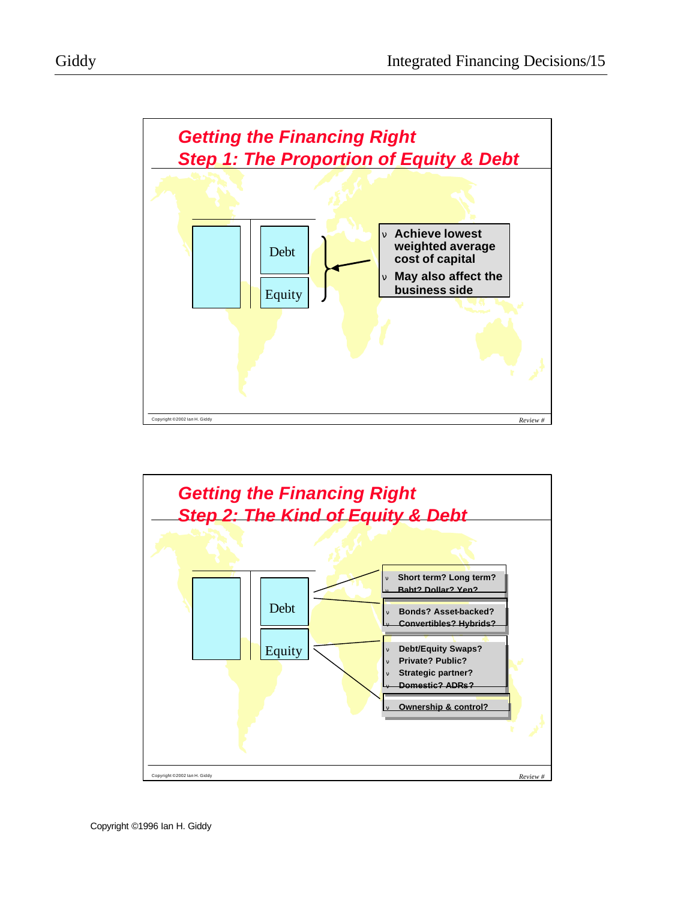## Getting the Financing Right
## Step 1: The Proportion of Equity & Debt

Debt

Equity

- Achieve lowest weighted average cost of capital
- May also affect the business side

Copyright ©2002 Ian H. Giddy

*Review #*

## Getting the Financing Right
## Step 2: The Kind of Equity & Debt

Debt

Equity

- Short term? Long term?
- Baht? Dollar? Yen?

- Bonds? Asset-backed?
- Convertibles? Hybrids?

- Debt/Equity Swaps?
- Private? Public?
- Strategic partner?
- Domestic? ADRs?

- Ownership & control?

Copyright ©2002 Ian H. Giddy

*Review #*

Copyright ©1996 Ian H. Giddy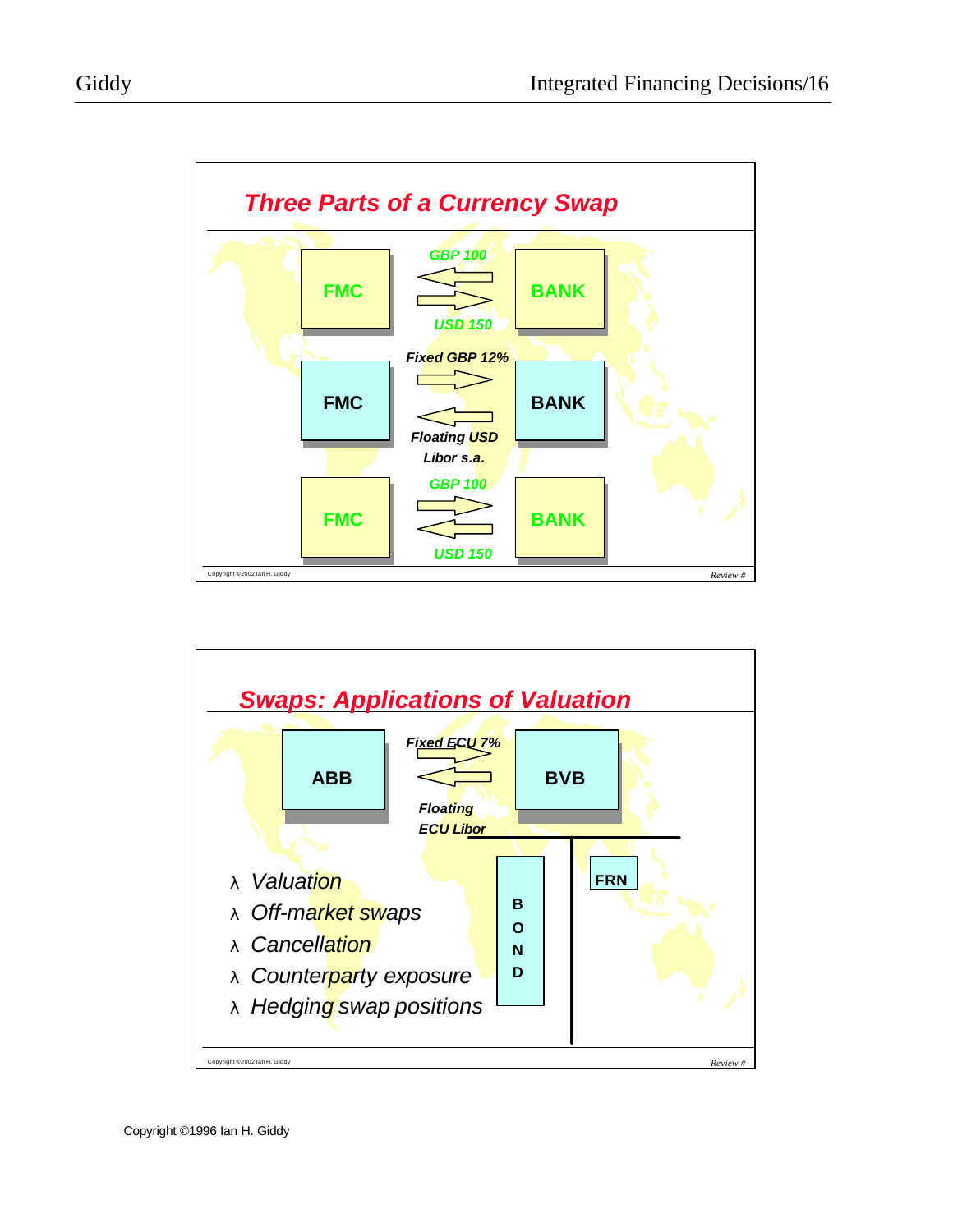## Three Parts of a Currency Swap

**FMC** ⇄ **BANK**

*GBP 100* (BANK → FMC)

*USD 150* (FMC → BANK)

**FMC** ⇄ **BANK**

*Fixed GBP 12%* (FMC → BANK)

*Floating USD Libor s.a.* (BANK → FMC)

**FMC** ⇄ **BANK**

*GBP 100* (FMC → BANK)

*USD 150* (BANK → FMC)

Copyright ©2002 Ian H. Giddy

## Swaps: Applications of Valuation

**ABB** ⇄ **BVB**

*Fixed ECU 7%* (ABB → BVB)

*Floating ECU Libor* (BVB → ABB)

BOND | FRN

- *Valuation*
- *Off-market swaps*
- *Cancellation*
- *Counterparty exposure*
- *Hedging swap positions*

Copyright ©2002 Ian H. Giddy

Copyright ©1996 Ian H. Giddy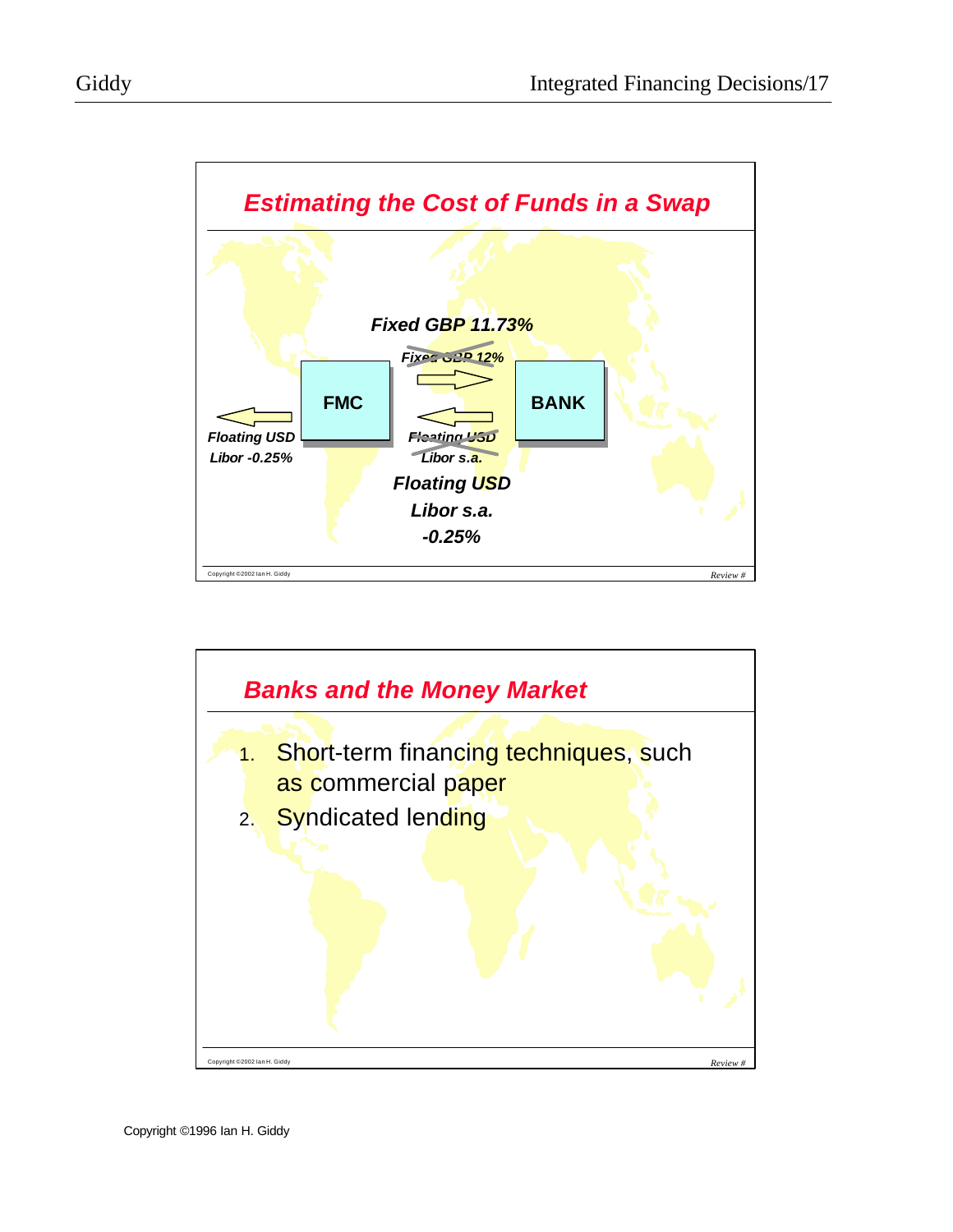## Estimating the Cost of Funds in a Swap

Fixed GBP 11.73%

~~Fixed GBP 12%~~

FMC → BANK

Floating USD Libor -0.25%

~~Floating USD Libor s.a.~~

Floating USD Libor s.a. -0.25%

Copyright ©2002 Ian H. Giddy

## Banks and the Money Market

1. Short-term financing techniques, such as commercial paper
2. Syndicated lending

Copyright ©2002 Ian H. Giddy

Copyright ©1996 Ian H. Giddy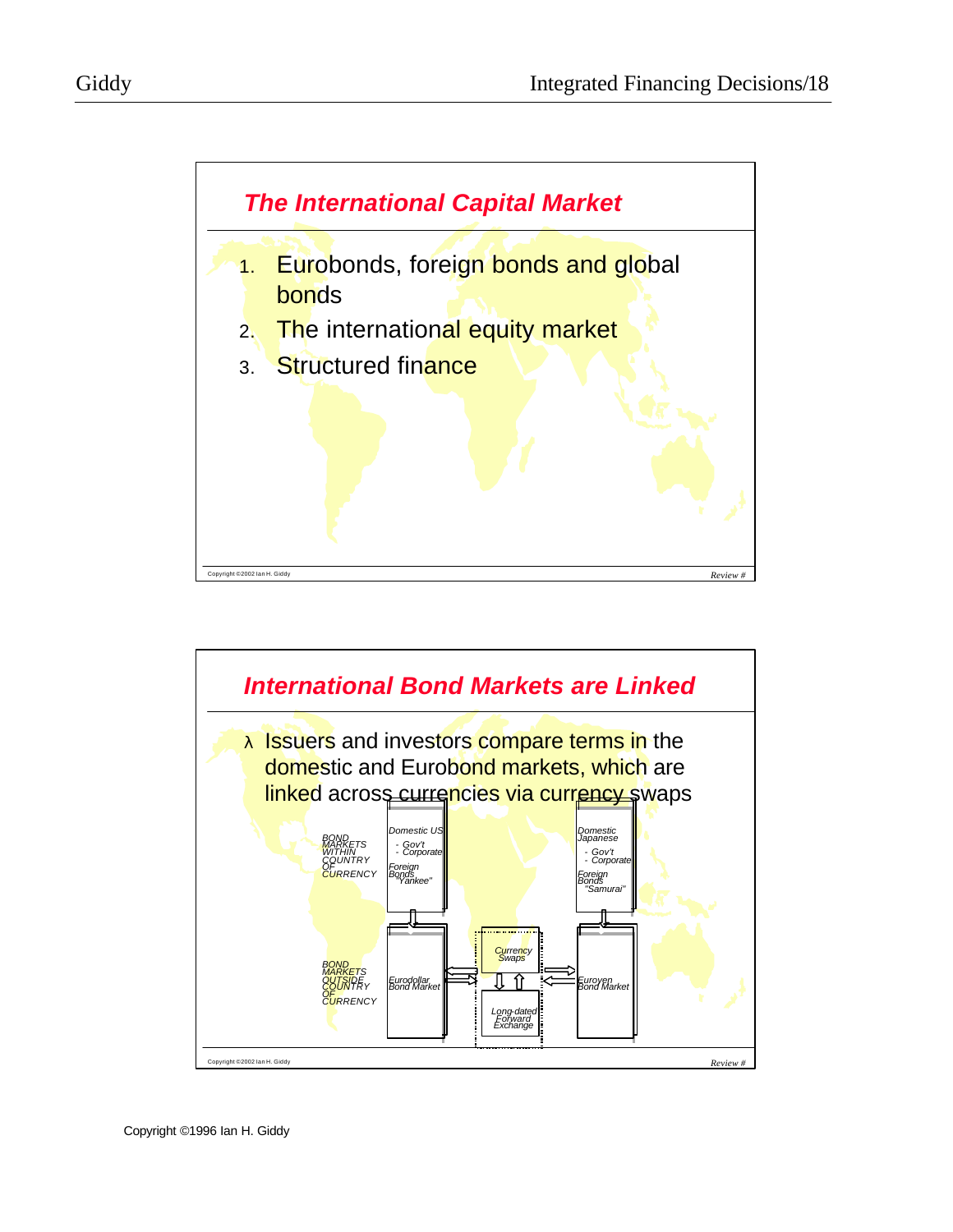## The International Capital Market

1. Eurobonds, foreign bonds and global bonds
2. The international equity market
3. Structured finance

Copyright ©2002 Ian H. Giddy

*Review #*

## International Bond Markets are Linked

- Issuers and investors compare terms in the domestic and Eurobond markets, which are linked across currencies via currency swaps

*BOND MARKETS WITHIN COUNTRY OF CURRENCY*

*Domestic US*
- *Gov't*
- *Corporate*

*Foreign Bonds "Yankee"*

*Domestic Japanese*
- *Gov't*
- *Corporate*

*Foreign Bonds "Samurai"*

*BOND MARKETS OUTSIDE COUNTRY OF CURRENCY*

*Eurodollar Bond Market*

*Currency Swaps*

*Long-dated Forward Exchange*

*Euroyen Bond Market*

Copyright ©2002 Ian H. Giddy

*Review #*

Copyright ©1996 Ian H. Giddy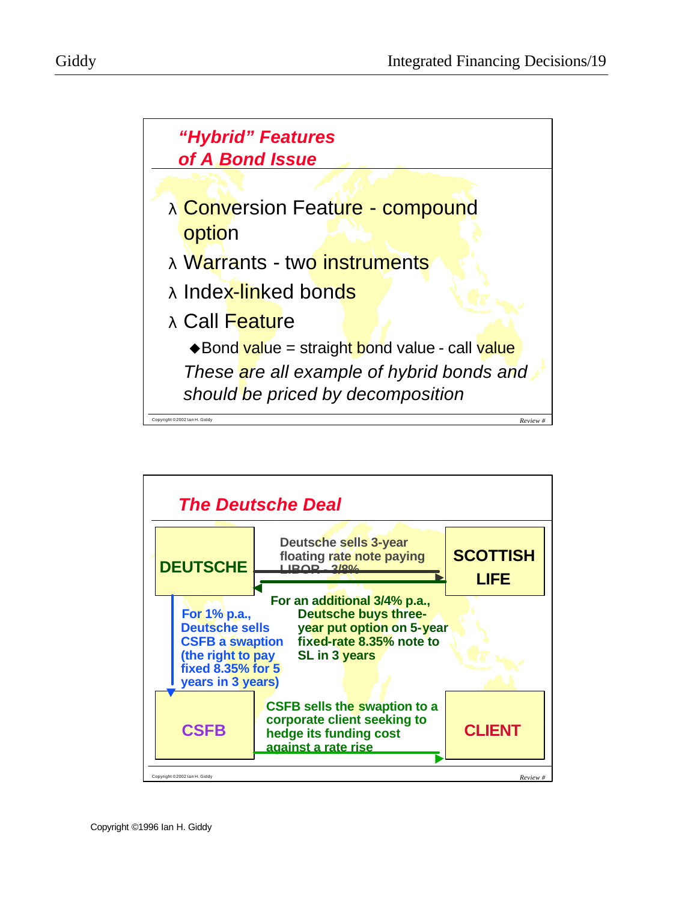## "Hybrid" Features of A Bond Issue

- Conversion Feature - compound option
- Warrants - two instruments
- Index-linked bonds
- Call Feature
  - Bond value = straight bond value - call value

*These are all example of hybrid bonds and should be priced by decomposition*

Copyright ©2002 Ian H. Giddy

*Review #*

## The Deutsche Deal

**DEUTSCHE** → **SCOTTISH LIFE**: Deutsche sells 3-year floating rate note paying LIBOR - 3/8%

**SCOTTISH LIFE** → **DEUTSCHE**: For an additional 3/4% p.a., Deutsche buys three-year put option on 5-year fixed-rate 8.35% note to SL in 3 years

**DEUTSCHE** → **CSFB**: For 1% p.a., Deutsche sells CSFB a swaption (the right to pay fixed 8.35% for 5 years in 3 years)

**CSFB** → **CLIENT**: CSFB sells the swaption to a corporate client seeking to hedge its funding cost against a rate rise

Copyright ©2002 Ian H. Giddy

*Review #*

Copyright ©1996 Ian H. Giddy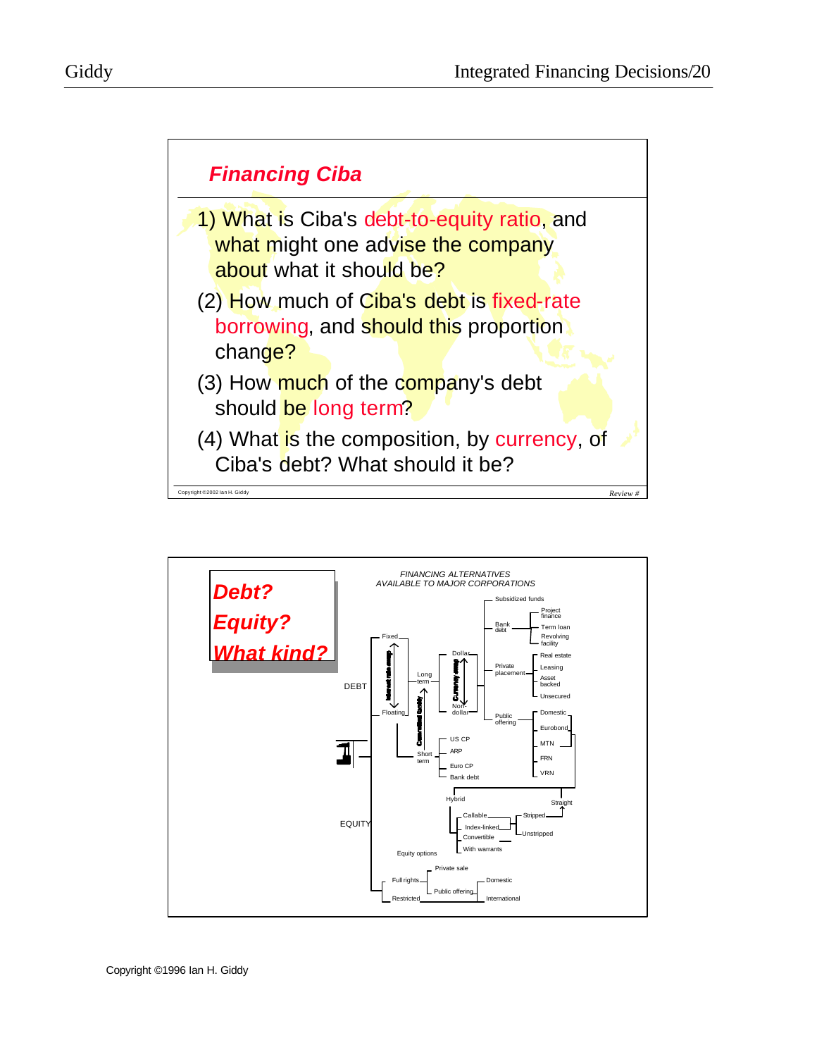## Financing Ciba

1) What is Ciba's debt-to-equity ratio, and what might one advise the company about what it should be?

(2) How much of Ciba's debt is fixed-rate borrowing, and should this proportion change?

(3) How much of the company's debt should be long term?

(4) What is the composition, by currency, of Ciba's debt? What should it be?

Copyright ©2002 Ian H. Giddy

*Review #*

## Debt? Equity? What kind?

*FINANCING ALTERNATIVES AVAILABLE TO MAJOR CORPORATIONS*

- DEBT
  - Fixed / Floating (Interest rate swap)
  - Long term (Conventional facility)
    - Dollar / Non-dollar (Currency swap)
      - Subsidized funds
      - Bank debt
        - Project finance
        - Term loan
        - Revolving facility
      - Private placement
        - Real estate
        - Leasing
        - Asset backed
        - Unsecured
      - Public offering
        - Domestic
        - Eurobond
        - MTN
        - FRN
        - VRN
  - Short term
    - US CP
    - ARP
    - Euro CP
    - Bank debt
- Hybrid
  - Straight
  - Stripped
  - Unstripped
  - Callable
  - Index-linked
  - Convertible
  - With warrants
- EQUITY
  - Equity options
  - Full rights
    - Private sale
    - Public offering
      - Domestic
      - International
  - Restricted

Copyright ©1996 Ian H. Giddy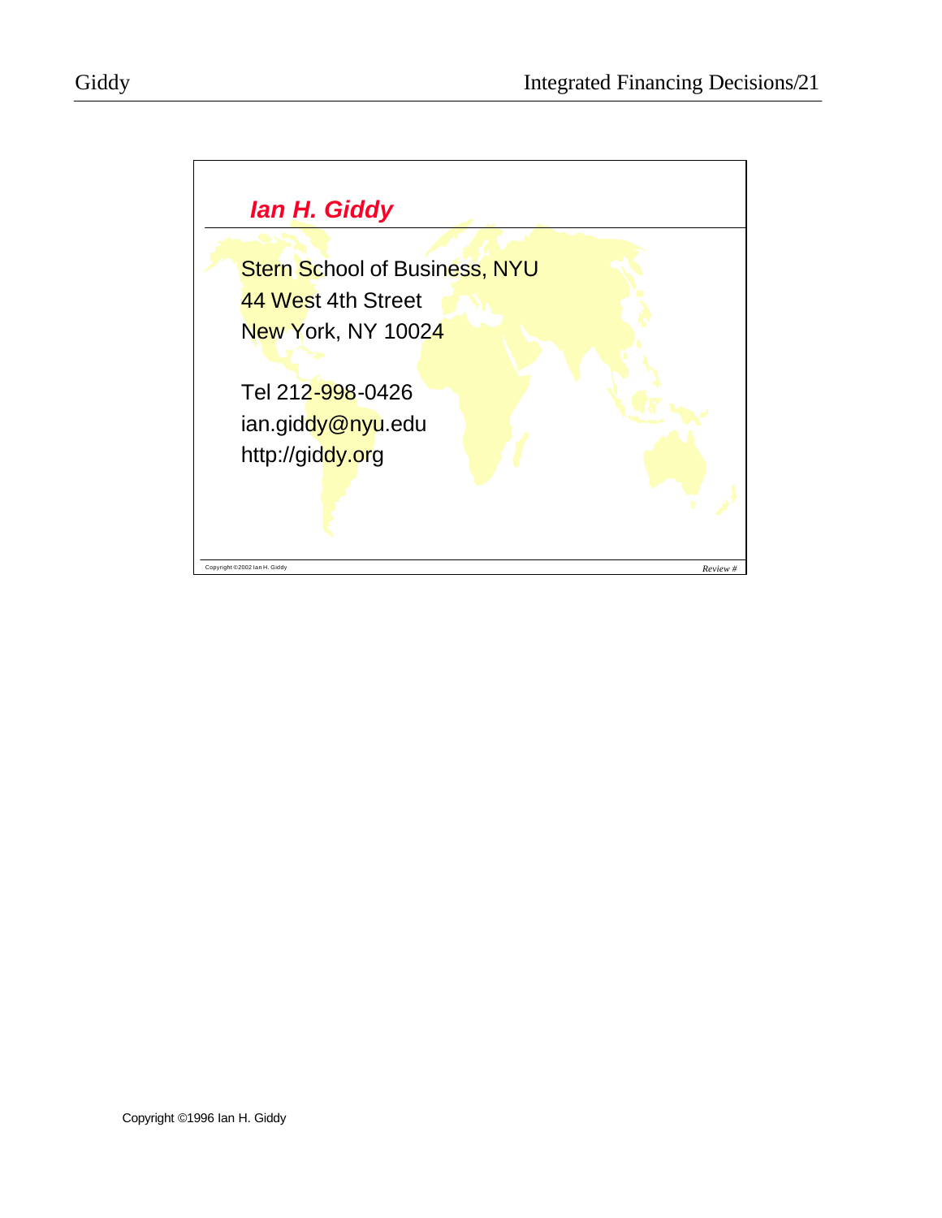## *Ian H. Giddy*

Stern School of Business, NYU
44 West 4th Street
New York, NY 10024

Tel 212-998-0426
ian.giddy@nyu.edu
http://giddy.org

Copyright ©2002 Ian H. Giddy

*Review #*

Copyright ©1996 Ian H. Giddy